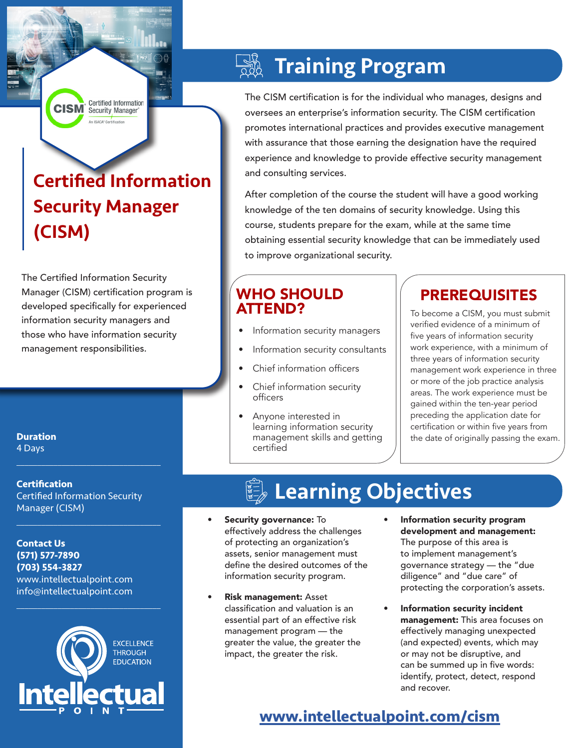# Certified Information Security Manager (CISM)

The Certified Information Security Manager (CISM) certification program is developed specifically for experienced information security managers and those who have information security management responsibilities.

**Duration**
4 Days

**Certification**
Certified Information Security Manager (CISM)

**Contact Us**
**(571) 577-7890**
**(703) 554-3827**
www.intellectualpoint.com
info@intellectualpoint.com

EXCELLENCE THROUGH EDUCATION

Intellectual POINT

## Training Program

The CISM certification is for the individual who manages, designs and oversees an enterprise's information security. The CISM certification promotes international practices and provides executive management with assurance that those earning the designation have the required experience and knowledge to provide effective security management and consulting services.

After completion of the course the student will have a good working knowledge of the ten domains of security knowledge. Using this course, students prepare for the exam, while at the same time obtaining essential security knowledge that can be immediately used to improve organizational security.

### WHO SHOULD ATTEND?

- Information security managers
- Information security consultants
- Chief information officers
- Chief information security officers
- Anyone interested in learning information security management skills and getting certified

### PREREQUISITES

To become a CISM, you must submit verified evidence of a minimum of five years of information security work experience, with a minimum of three years of information security management work experience in three or more of the job practice analysis areas. The work experience must be gained within the ten-year period preceding the application date for certification or within five years from the date of originally passing the exam.

## Learning Objectives

- **Security governance:** To effectively address the challenges of protecting an organization's assets, senior management must define the desired outcomes of the information security program.
- **Risk management:** Asset classification and valuation is an essential part of an effective risk management program — the greater the value, the greater the impact, the greater the risk.
- **Information security program development and management:** The purpose of this area is to implement management's governance strategy — the "due diligence" and "due care" of protecting the corporation's assets.
- **Information security incident management:** This area focuses on effectively managing unexpected (and expected) events, which may or may not be disruptive, and can be summed up in five words: identify, protect, detect, respond and recover.

**www.intellectualpoint.com/cism**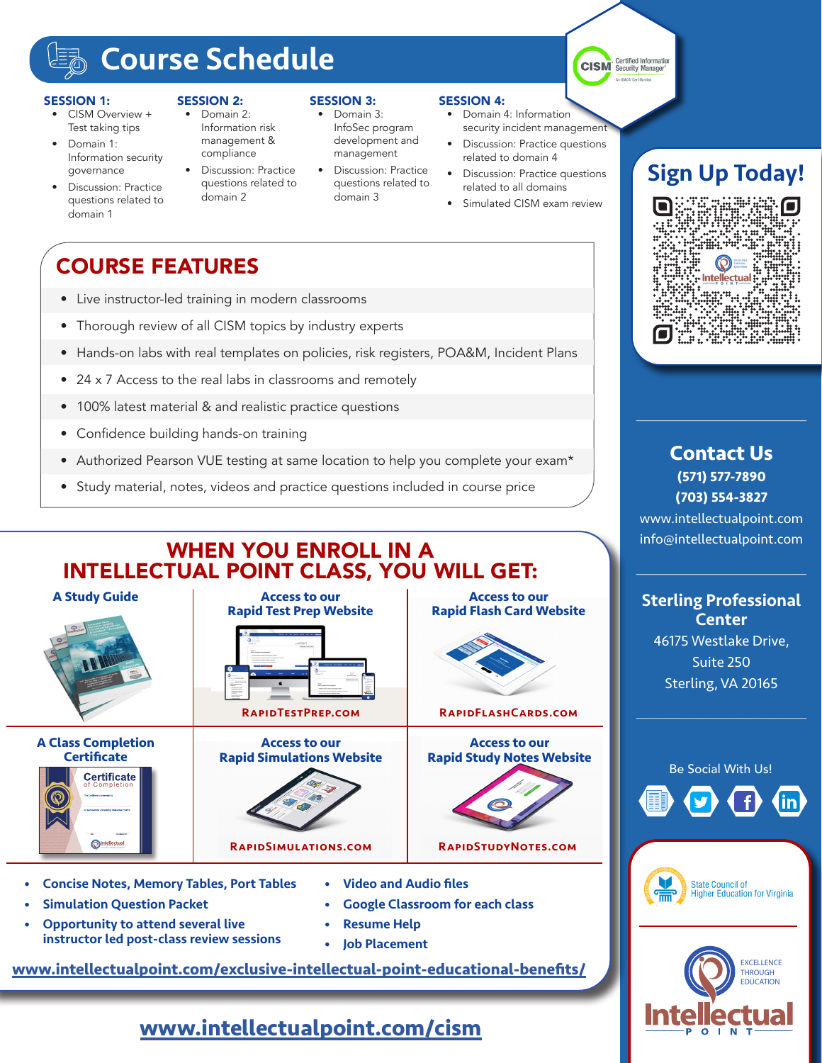# Course Schedule

**SESSION 1:**
- CISM Overview + Test taking tips
- Domain 1: Information security governance
- Discussion: Practice questions related to domain 1

**SESSION 2:**
- Domain 2: Information risk management & compliance
- Discussion: Practice questions related to domain 2

**SESSION 3:**
- Domain 3: InfoSec program development and management
- Discussion: Practice questions related to domain 3

**SESSION 4:**
- Domain 4: Information security incident management
- Discussion: Practice questions related to domain 4
- Discussion: Practice questions related to all domains
- Simulated CISM exam review

CISM Certified Information Security Manager. An ISACA® Certification

## COURSE FEATURES

- Live instructor-led training in modern classrooms
- Thorough review of all CISM topics by industry experts
- Hands-on labs with real templates on policies, risk registers, POA&M, Incident Plans
- 24 x 7 Access to the real labs in classrooms and remotely
- 100% latest material & and realistic practice questions
- Confidence building hands-on training
- Authorized Pearson VUE testing at same location to help you complete your exam*
- Study material, notes, videos and practice questions included in course price

## WHEN YOU ENROLL IN A INTELLECTUAL POINT CLASS, YOU WILL GET:

| | | |
|---|---|---|
| **A Study Guide** | **Access to our Rapid Test Prep Website**<br>RAPIDTESTPREP.COM | **Access to our Rapid Flash Card Website**<br>RAPIDFLASHCARDS.COM |
| **A Class Completion Certificate** | **Access to our Rapid Simulations Website**<br>RAPIDSIMULATIONS.COM | **Access to our Rapid Study Notes Website**<br>RAPIDSTUDYNOTES.COM |

- **Concise Notes, Memory Tables, Port Tables**
- **Simulation Question Packet**
- **Opportunity to attend several live instructor led post-class review sessions**
- **Video and Audio files**
- **Google Classroom for each class**
- **Resume Help**
- **Job Placement**

www.intellectualpoint.com/exclusive-intellectual-point-educational-benefits/

www.intellectualpoint.com/cism

## Sign Up Today!

## Contact Us

**(571) 577-7890**
**(703) 554-3827**
www.intellectualpoint.com
info@intellectualpoint.com

## Sterling Professional Center

46175 Westlake Drive,
Suite 250
Sterling, VA 20165

Be Social With Us!

State Council of Higher Education for Virginia

Intellectual Point — Excellence Through Education